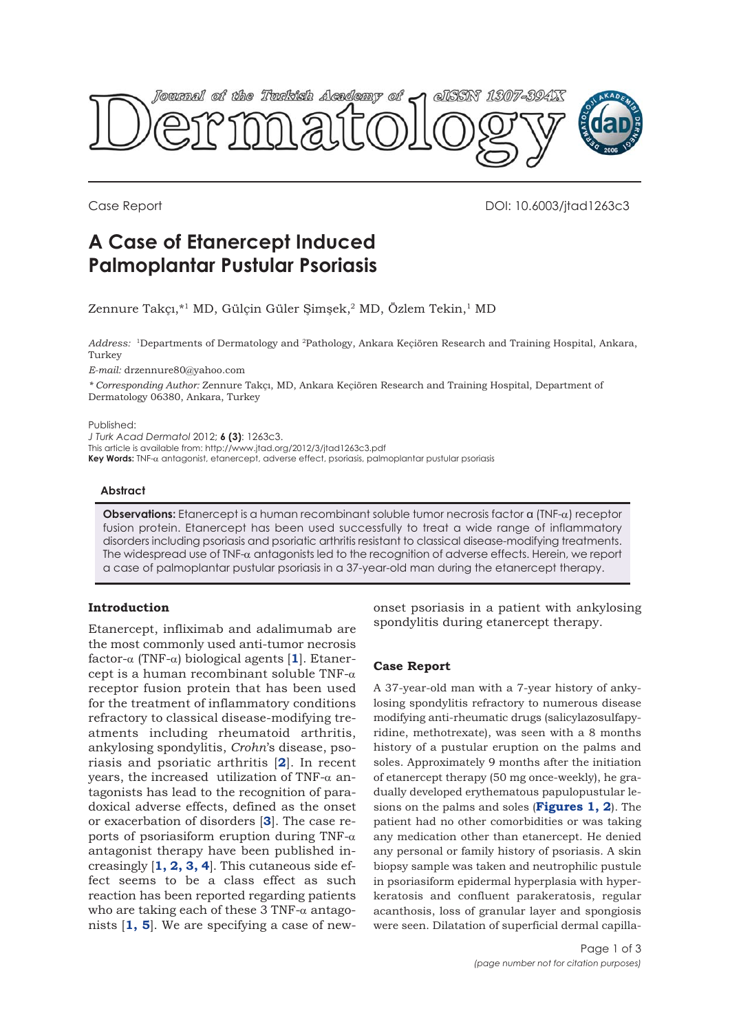Case Report

DOI: 10.6003/jtad1263c3

# A Case of Etanercept Induced Palmoplantar Pustular Psoriasis

Zennure Takçı,*[1] MD, Gülçin Güler Şimşek,[2] MD, Özlem Tekin,[1] MD

*Address:* [1]Departments of Dermatology and [2]Pathology, Ankara Keçiören Research and Training Hospital, Ankara, Turkey

*E-mail:* drzennure80@yahoo.com

*\* Corresponding Author:* Zennure Takçı, MD, Ankara Keçiören Research and Training Hospital, Department of Dermatology 06380, Ankara, Turkey

Published:

*J Turk Acad Dermatol* 2012; **6 (3)**: 1263c3.

This article is available from: http://www.jtad.org/2012/3/jtad1263c3.pdf

**Key Words:** TNF-α antagonist, etanercept, adverse effect, psoriasis, palmoplantar pustular psoriasis

### Abstract

**Observations:** Etanercept is a human recombinant soluble tumor necrosis factor α (TNF-α) receptor fusion protein. Etanercept has been used successfully to treat a wide range of inflammatory disorders including psoriasis and psoriatic arthritis resistant to classical disease-modifying treatments. The widespread use of TNF-α antagonists led to the recognition of adverse effects. Herein, we report a case of palmoplantar pustular psoriasis in a 37-year-old man during the etanercept therapy.

## Introduction

Etanercept, infliximab and adalimumab are the most commonly used anti-tumor necrosis factor-α (TNF-α) biological agents [**1**]. Etanercept is a human recombinant soluble TNF-α receptor fusion protein that has been used for the treatment of inflammatory conditions refractory to classical disease-modifying treatments including rheumatoid arthritis, ankylosing spondylitis, *Crohn*'s disease, psoriasis and psoriatic arthritis [**2**]. In recent years, the increased utilization of TNF-α antagonists has lead to the recognition of paradoxical adverse effects, defined as the onset or exacerbation of disorders [**3**]. The case reports of psoriasiform eruption during TNF-α antagonist therapy have been published increasingly [**1, 2, 3, 4**]. This cutaneous side effect seems to be a class effect as such reaction has been reported regarding patients who are taking each of these 3 TNF-α antagonists [**1, 5**]. We are specifying a case of new-onset psoriasis in a patient with ankylosing spondylitis during etanercept therapy.

## Case Report

A 37-year-old man with a 7-year history of ankylosing spondylitis refractory to numerous disease modifying anti-rheumatic drugs (salicylazosulfapyridine, methotrexate), was seen with a 8 months history of a pustular eruption on the palms and soles. Approximately 9 months after the initiation of etanercept therapy (50 mg once-weekly), he gradually developed erythematous papulopustular lesions on the palms and soles (**Figures 1, 2**). The patient had no other comorbidities or was taking any medication other than etanercept. He denied any personal or family history of psoriasis. A skin biopsy sample was taken and neutrophilic pustule in psoriasiform epidermal hyperplasia with hyperkeratosis and confluent parakeratosis, regular acanthosis, loss of granular layer and spongiosis were seen. Dilatation of superficial dermal capilla-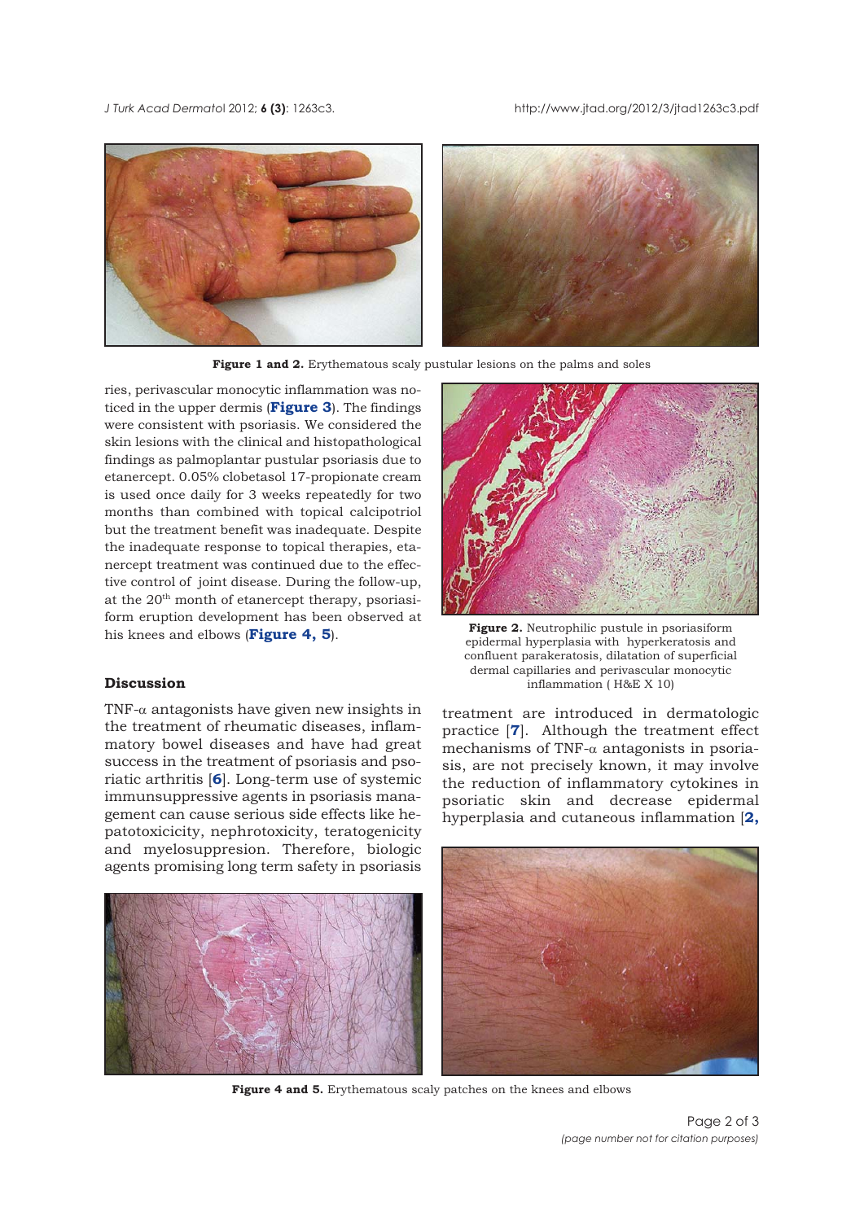**Figure 1 and 2.** Erythematous scaly pustular lesions on the palms and soles

ries, perivascular monocytic inflammation was noticed in the upper dermis (**Figure 3**). The findings were consistent with psoriasis. We considered the skin lesions with the clinical and histopathological findings as palmoplantar pustular psoriasis due to etanercept. 0.05% clobetasol 17-propionate cream is used once daily for 3 weeks repeatedly for two months than combined with topical calcipotriol but the treatment benefit was inadequate. Despite the inadequate response to topical therapies, etanercept treatment was continued due to the effective control of joint disease. During the follow-up, at the 20th month of etanercept therapy, psoriasiform eruption development has been observed at his knees and elbows (**Figure 4, 5**).

**Figure 2.** Neutrophilic pustule in psoriasiform epidermal hyperplasia with hyperkeratosis and confluent parakeratosis, dilatation of superficial dermal capillaries and perivascular monocytic inflammation ( H&E X 10)

## Discussion

TNF-α antagonists have given new insights in the treatment of rheumatic diseases, inflammatory bowel diseases and have had great success in the treatment of psoriasis and psoriatic arthritis [**6**]. Long-term use of systemic immunsuppressive agents in psoriasis management can cause serious side effects like hepatotoxicicity, nephrotoxicity, teratogenicity and myelosuppresion. Therefore, biologic agents promising long term safety in psoriasis treatment are introduced in dermatologic practice [**7**]. Although the treatment effect mechanisms of TNF-α antagonists in psoriasis, are not precisely known, it may involve the reduction of inflammatory cytokines in psoriatic skin and decrease epidermal hyperplasia and cutaneous inflammation [**2,**

**Figure 4 and 5.** Erythematous scaly patches on the knees and elbows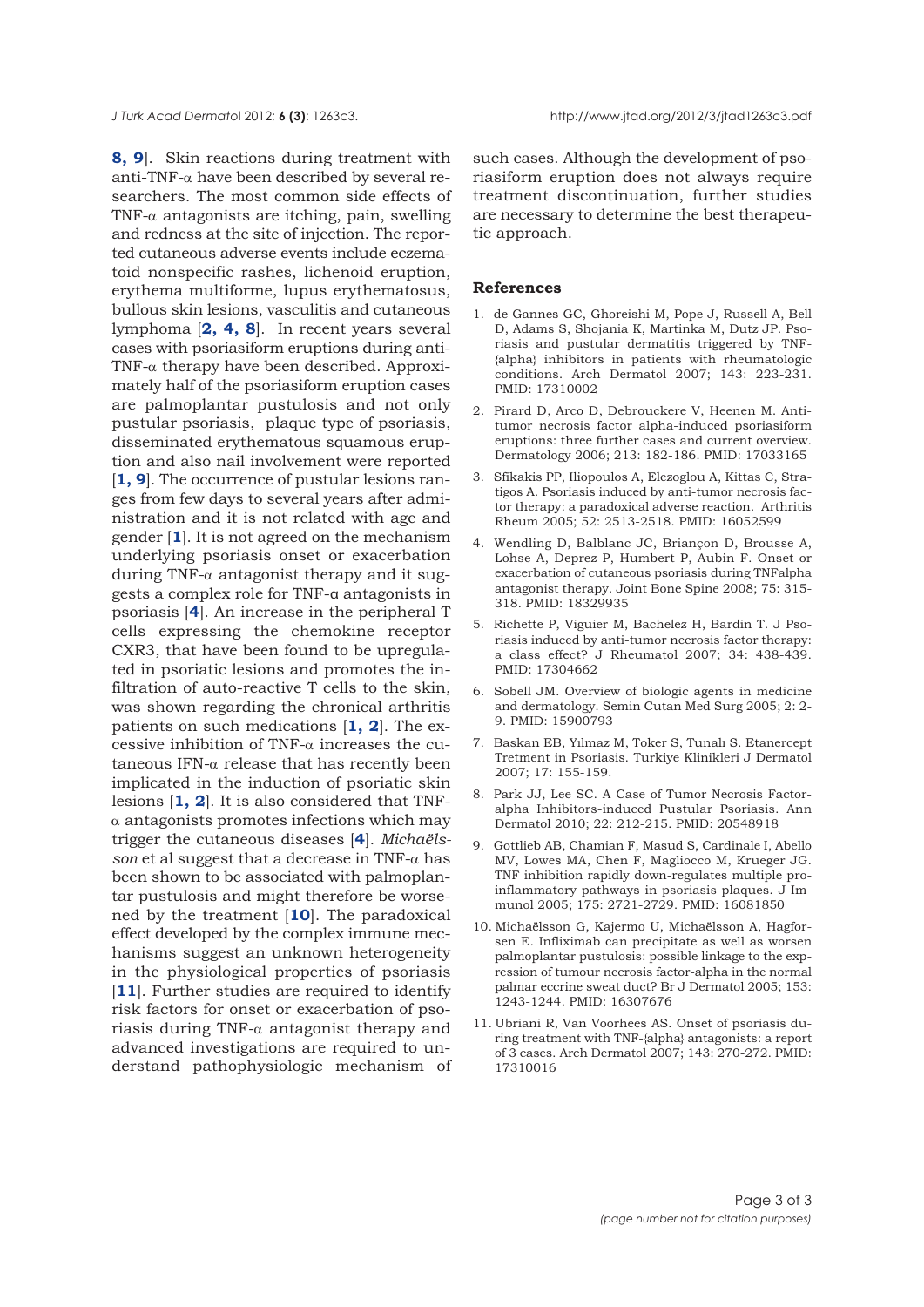8, 9]. Skin reactions during treatment with anti-TNF-α have been described by several researchers. The most common side effects of TNF-α antagonists are itching, pain, swelling and redness at the site of injection. The reported cutaneous adverse events include eczematoid nonspecific rashes, lichenoid eruption, erythema multiforme, lupus erythematosus, bullous skin lesions, vasculitis and cutaneous lymphoma [2, 4, 8]. In recent years several cases with psoriasiform eruptions during anti-TNF-α therapy have been described. Approximately half of the psoriasiform eruption cases are palmoplantar pustulosis and not only pustular psoriasis, plaque type of psoriasis, disseminated erythematous squamous eruption and also nail involvement were reported [1, 9]. The occurrence of pustular lesions ranges from few days to several years after administration and it is not related with age and gender [1]. It is not agreed on the mechanism underlying psoriasis onset or exacerbation during TNF-α antagonist therapy and it suggests a complex role for TNF-α antagonists in psoriasis [4]. An increase in the peripheral T cells expressing the chemokine receptor CXR3, that have been found to be upregulated in psoriatic lesions and promotes the infiltration of auto-reactive T cells to the skin, was shown regarding the chronical arthritis patients on such medications [1, 2]. The excessive inhibition of TNF-α increases the cutaneous IFN-α release that has recently been implicated in the induction of psoriatic skin lesions [1, 2]. It is also considered that TNF-α antagonists promotes infections which may trigger the cutaneous diseases [4]. *Michaëlsson* et al suggest that a decrease in TNF-α has been shown to be associated with palmoplantar pustulosis and might therefore be worsened by the treatment [10]. The paradoxical effect developed by the complex immune mechanisms suggest an unknown heterogeneity in the physiological properties of psoriasis [11]. Further studies are required to identify risk factors for onset or exacerbation of psoriasis during TNF-α antagonist therapy and advanced investigations are required to understand pathophysiologic mechanism of such cases. Although the development of psoriasiform eruption does not always require treatment discontinuation, further studies are necessary to determine the best therapeutic approach.

## References

1. de Gannes GC, Ghoreishi M, Pope J, Russell A, Bell D, Adams S, Shojania K, Martinka M, Dutz JP. Psoriasis and pustular dermatitis triggered by TNF-{alpha} inhibitors in patients with rheumatologic conditions. Arch Dermatol 2007; 143: 223-231. PMID: 17310002
2. Pirard D, Arco D, Debrouckere V, Heenen M. Anti-tumor necrosis factor alpha-induced psoriasiform eruptions: three further cases and current overview. Dermatology 2006; 213: 182-186. PMID: 17033165
3. Sfikakis PP, Iliopoulos A, Elezoglou A, Kittas C, Stratigos A. Psoriasis induced by anti-tumor necrosis factor therapy: a paradoxical adverse reaction. Arthritis Rheum 2005; 52: 2513-2518. PMID: 16052599
4. Wendling D, Balblanc JC, Briançon D, Brousse A, Lohse A, Deprez P, Humbert P, Aubin F. Onset or exacerbation of cutaneous psoriasis during TNFalpha antagonist therapy. Joint Bone Spine 2008; 75: 315-318. PMID: 18329935
5. Richette P, Viguier M, Bachelez H, Bardin T. J Psoriasis induced by anti-tumor necrosis factor therapy: a class effect? J Rheumatol 2007; 34: 438-439. PMID: 17304662
6. Sobell JM. Overview of biologic agents in medicine and dermatology. Semin Cutan Med Surg 2005; 2: 2-9. PMID: 15900793
7. Baskan EB, Yılmaz M, Toker S, Tunalı S. Etanercept Tretment in Psoriasis. Turkiye Klinikleri J Dermatol 2007; 17: 155-159.
8. Park JJ, Lee SC. A Case of Tumor Necrosis Factor-alpha Inhibitors-induced Pustular Psoriasis. Ann Dermatol 2010; 22: 212-215. PMID: 20548918
9. Gottlieb AB, Chamian F, Masud S, Cardinale I, Abello MV, Lowes MA, Chen F, Magliocco M, Krueger JG. TNF inhibition rapidly down-regulates multiple proinflammatory pathways in psoriasis plaques. J Immunol 2005; 175: 2721-2729. PMID: 16081850
10. Michaëlsson G, Kajermo U, Michaëlsson A, Hagforsen E. Infliximab can precipitate as well as worsen palmoplantar pustulosis: possible linkage to the expression of tumour necrosis factor-alpha in the normal palmar eccrine sweat duct? Br J Dermatol 2005; 153: 1243-1244. PMID: 16307676
11. Ubriani R, Van Voorhees AS. Onset of psoriasis during treatment with TNF-{alpha} antagonists: a report of 3 cases. Arch Dermatol 2007; 143: 270-272. PMID: 17310016